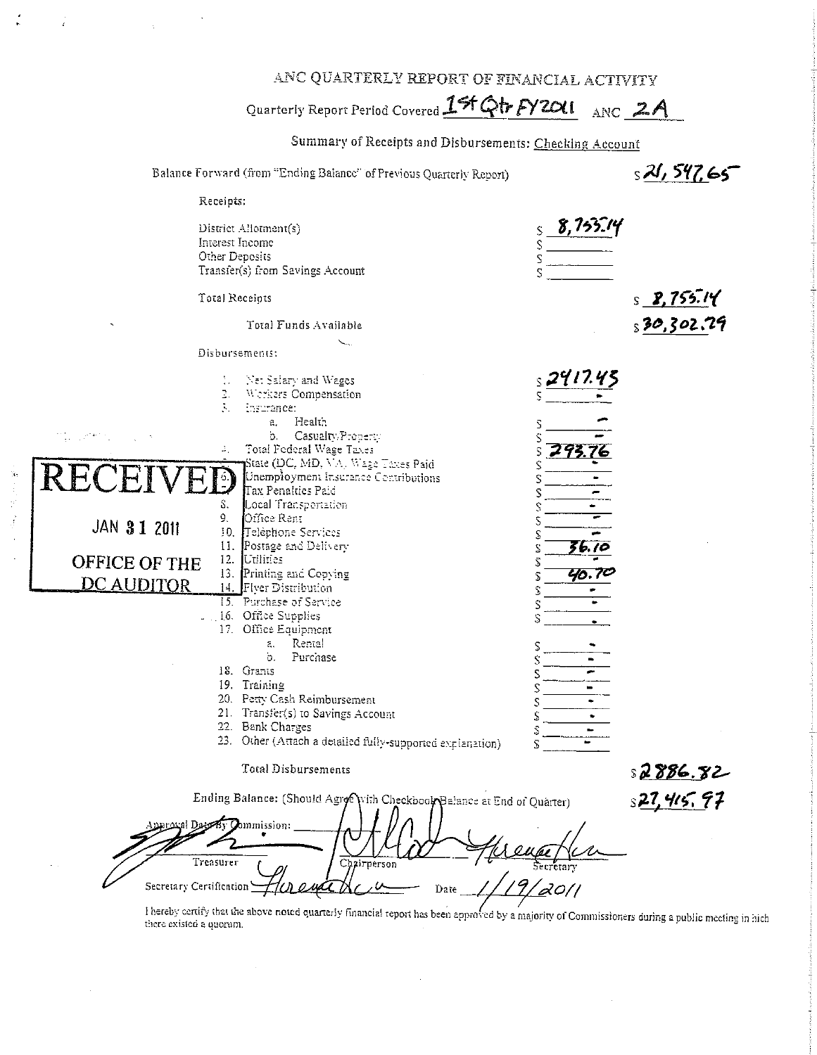# ANC QUARTERLY REPORT OF FINANCIAL ACTIVITY

Quarterly Report Period Covered **1st Qtr FY2011** ANC **2A**

## Summary of Receipts and Disbursements: Checking Account

Balance Forward (from "Ending Balance" of Previous Quarterly Report) $21,547.65

**Receipts:**

| | | |
|---|---|---|
| District Allotment(s) | $ 8,755.14 | |
| Interest Income | $ | |
| Other Deposits | $ | |
| Transfer(s) from Savings Account | $ | |
| Total Receipts | | $ 8,755.14 |
| Total Funds Available | | $30,302.79 |

**Disbursements:**

| | | |
|---|---|---|
| 1. Net Salary and Wages | $2417.43 | |
| 2. Workers Compensation | $ - | |
| 3. Insurance: | | |
| a. Health | $ - | |
| b. Casualty/Property | $ - | |
| 4. Total Federal Wage Taxes | $ 293.76 | |
| 5. State (DC, MD, VA) Wage Taxes Paid | $ - | |
| 6. Unemployment Insurance Contributions | $ - | |
| 7. Tax Penalties Paid | $ - | |
| 8. Local Transportation | $ - | |
| 9. Office Rent | $ - | |
| 10. Telephone Services | $ - | |
| 11. Postage and Delivery | $ 36.10 | |
| 12. Utilities | $ - | |
| 13. Printing and Copying | $ 40.70 | |
| 14. Flyer Distribution | $ - | |
| 15. Purchase of Service | $ - | |
| 16. Office Supplies | $ - | |
| 17. Office Equipment | | |
| a. Rental | $ - | |
| b. Purchase | $ - | |
| 18. Grants | $ - | |
| 19. Training | $ - | |
| 20. Petty Cash Reimbursement | $ - | |
| 21. Transfer(s) to Savings Account | $ - | |
| 22. Bank Charges | $ - | |
| 23. Other (Attach a detailed fully-supported explanation) | $ - | |
| Total Disbursements | | $2886.82 |

Ending Balance: (Should Agree with Checkbook Balance at End of Quarter) $27,415.97

RECEIVED
JAN 31 2011
OFFICE OF THE DC AUDITOR

Approval Date By Commission: ______

Treasurer ______ Chairperson ______ Secretary ______

Secretary Certification ______ Date 1/19/2011

I hereby certify that the above noted quarterly financial report has been approved by a majority of Commissioners during a public meeting in which there existed a quorum.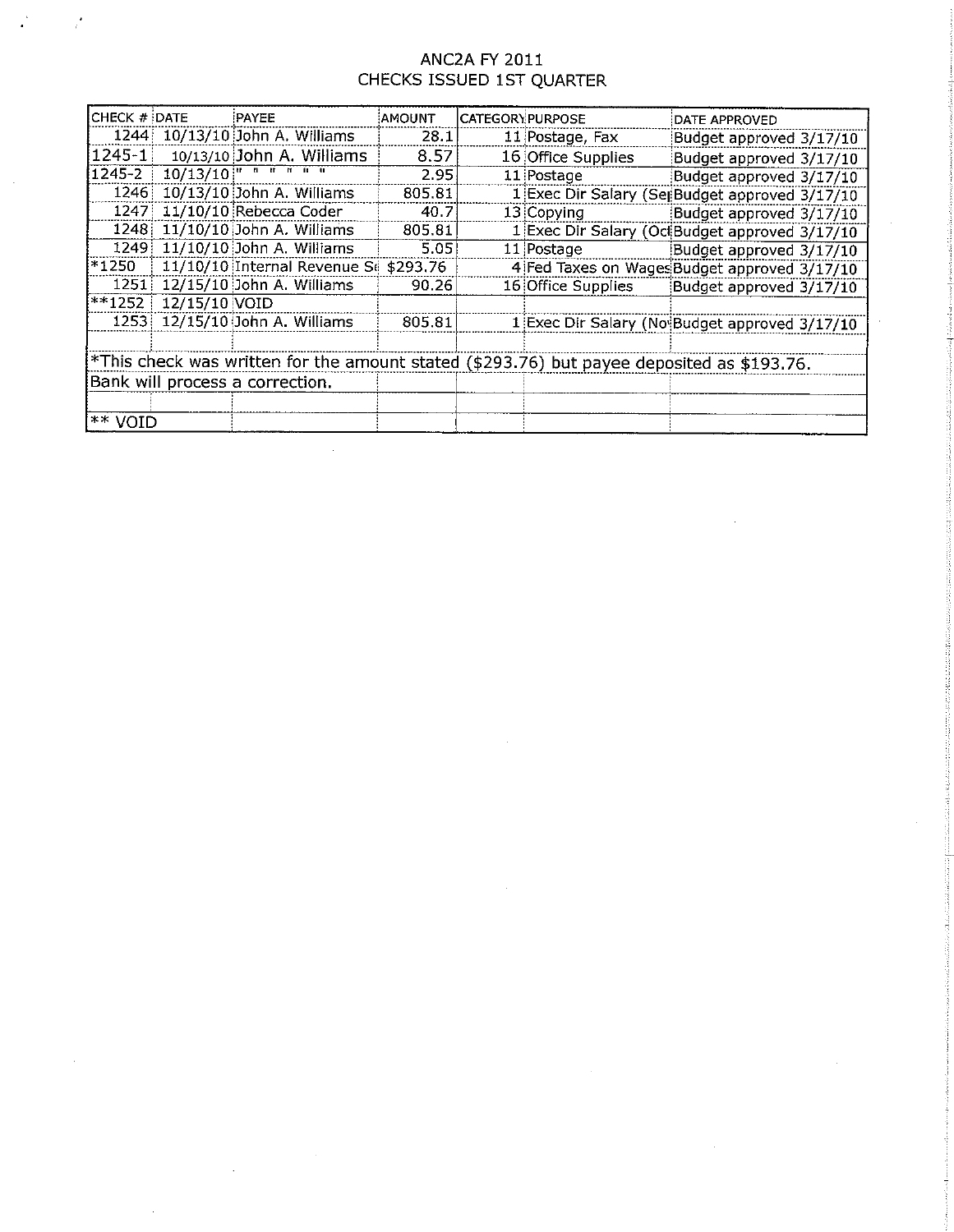# ANC2A FY 2011
## CHECKS ISSUED 1ST QUARTER

| CHECK # | DATE | PAYEE | AMOUNT | CATEGORY | PURPOSE | DATE APPROVED |
|---|---|---|---|---|---|---|
| 1244 | 10/13/10 | John A. Williams | 28.1 | 11 | Postage, Fax | Budget approved 3/17/10 |
| 1245-1 | 10/13/10 | John A. Williams | 8.57 | 16 | Office Supplies | Budget approved 3/17/10 |
| 1245-2 | 10/13/10 | " " " " " " | 2.95 | 11 | Postage | Budget approved 3/17/10 |
| 1246 | 10/13/10 | John A. Williams | 805.81 | 1 | Exec Dir Salary (Se | Budget approved 3/17/10 |
| 1247 | 11/10/10 | Rebecca Coder | 40.7 | 13 | Copying | Budget approved 3/17/10 |
| 1248 | 11/10/10 | John A. Williams | 805.81 | 1 | Exec Dir Salary (Oc | Budget approved 3/17/10 |
| 1249 | 11/10/10 | John A. Williams | 5.05 | 11 | Postage | Budget approved 3/17/10 |
| *1250 | 11/10/10 | Internal Revenue S | $293.76 | 4 | Fed Taxes on Wages | Budget approved 3/17/10 |
| 1251 | 12/15/10 | John A. Williams | 90.26 | 16 | Office Supplies | Budget approved 3/17/10 |
| **1252 | 12/15/10 | VOID | | | | |
| 1253 | 12/15/10 | John A. Williams | 805.81 | 1 | Exec Dir Salary (No | Budget approved 3/17/10 |

*This check was written for the amount stated ($293.76) but payee deposited as $193.76. Bank will process a correction.

** VOID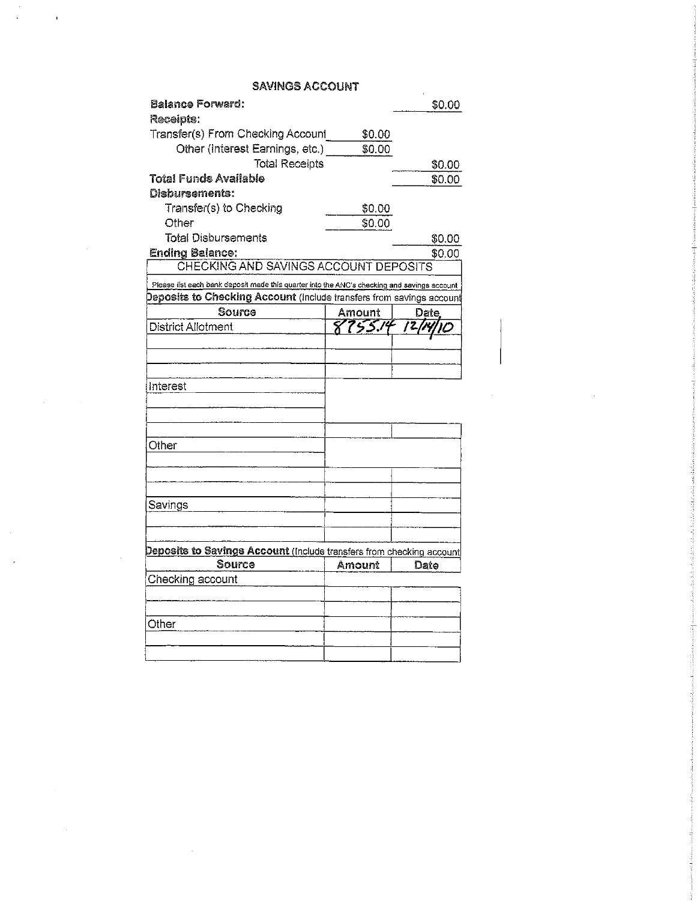## SAVINGS ACCOUNT

| | | |
|---|---|---|
| **Balance Forward:** | | $0.00 |
| **Receipts:** | | |
| Transfer(s) From Checking Account | $0.00 | |
| Other (Interest Earnings, etc.) | $0.00 | |
| Total Receipts | | $0.00 |
| **Total Funds Available** | | $0.00 |
| **Disbursements:** | | |
| Transfer(s) to Checking | $0.00 | |
| Other | $0.00 | |
| Total Disbursements | | $0.00 |
| **Ending Balance:** | | $0.00 |

## CHECKING AND SAVINGS ACCOUNT DEPOSITS

Please list each bank deposit made this quarter into the ANC's checking and savings account

**Deposits to Checking Account** (include transfers from savings account)

| Source | Amount | Date |
|---|---|---|
| District Allotment | 8755.14 | 12/14/10 |
| | | |
| | | |
| | | |
| Interest | | |
| | | |
| | | |
| | | |
| Other | | |
| | | |
| | | |
| | | |
| Savings | | |
| | | |
| | | |

**Deposits to Savings Account** (include transfers from checking account)

| Source | Amount | Date |
|---|---|---|
| Checking account | | |
| | | |
| | | |
| Other | | |
| | | |
| | | |